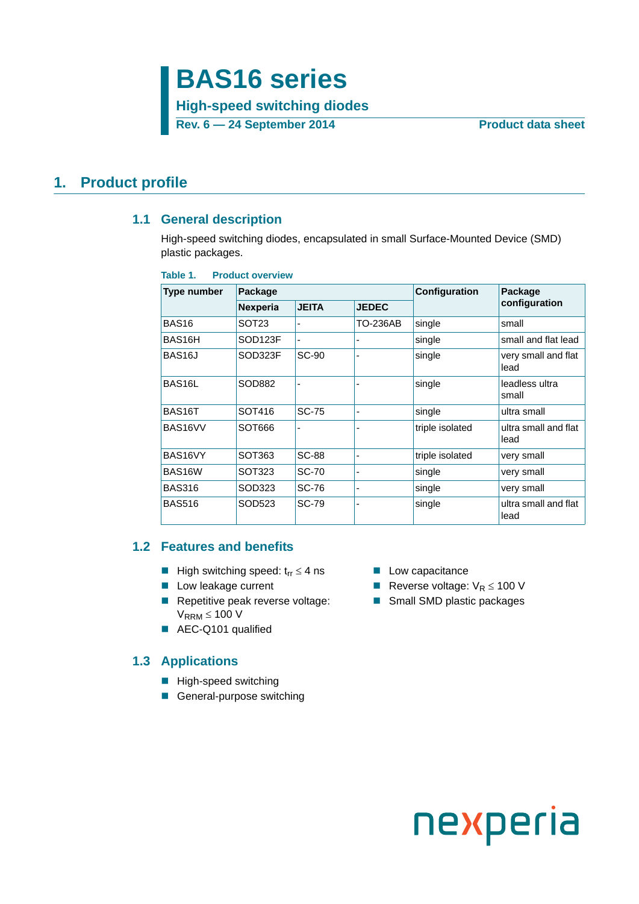# BAS16 series

**High-speed switching diodes**

**Rev. 6 — 24 September 2014** **Product data sheet**

## 1. Product profile

### 1.1 General description

High-speed switching diodes, encapsulated in small Surface-Mounted Device (SMD) plastic packages.

**Table 1. Product overview**

| Type number | Package | | | Configuration | Package configuration |
|---|---|---|---|---|---|
| | Nexperia | JEITA | JEDEC | | |
| BAS16 | SOT23 | - | TO-236AB | single | small |
| BAS16H | SOD123F | - | - | single | small and flat lead |
| BAS16J | SOD323F | SC-90 | - | single | very small and flat lead |
| BAS16L | SOD882 | - | - | single | leadless ultra small |
| BAS16T | SOT416 | SC-75 | - | single | ultra small |
| BAS16VV | SOT666 | - | - | triple isolated | ultra small and flat lead |
| BAS16VY | SOT363 | SC-88 | - | triple isolated | very small |
| BAS16W | SOT323 | SC-70 | - | single | very small |
| BAS316 | SOD323 | SC-76 | - | single | very small |
| BAS516 | SOD523 | SC-79 | - | single | ultra small and flat lead |

### 1.2 Features and benefits

- High switching speed: $t_{rr} \leq 4$ ns
- Low leakage current
- Repetitive peak reverse voltage: $V_{RRM} \leq 100$ V
- AEC-Q101 qualified
- Low capacitance
- Reverse voltage: $V_R \leq 100$ V
- Small SMD plastic packages

### 1.3 Applications

- High-speed switching
- General-purpose switching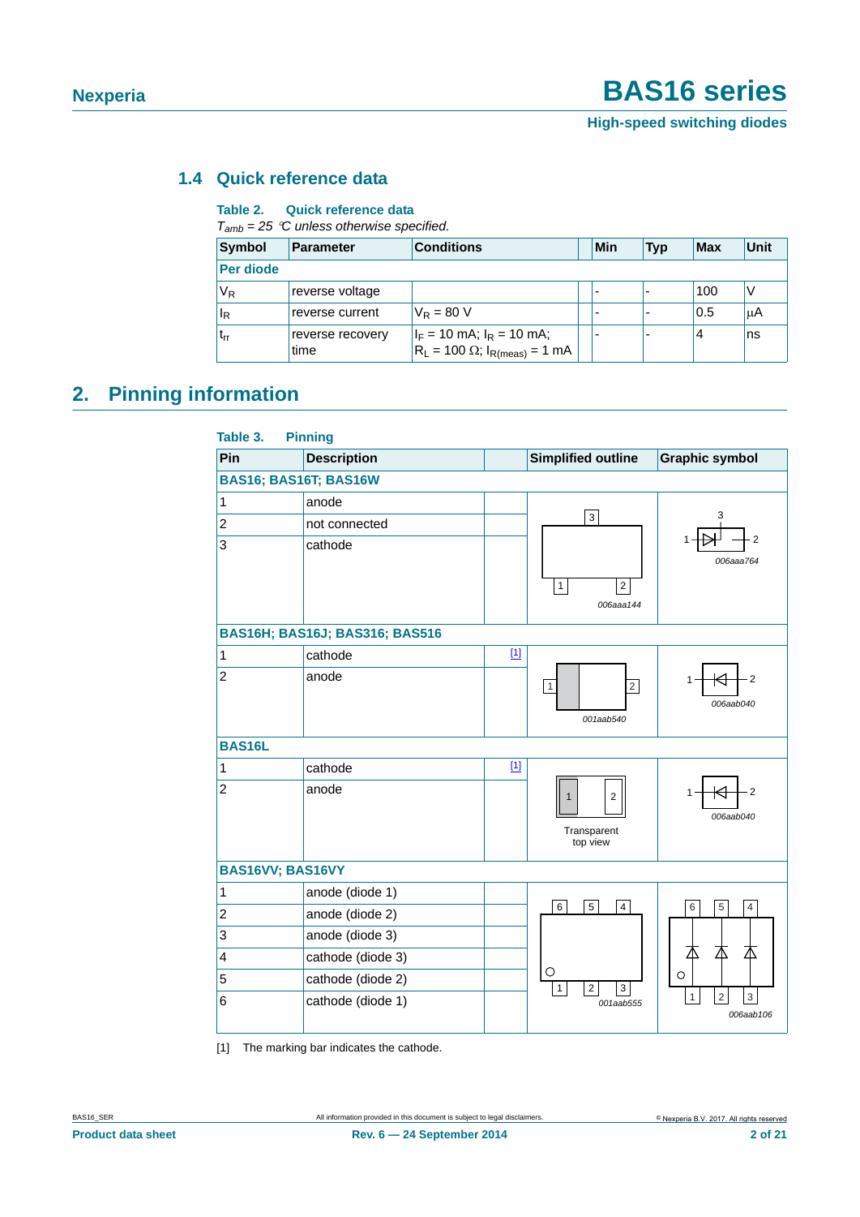### 1.4 Quick reference data

**Table 2. Quick reference data**

*$T_{amb}$ = 25 °C unless otherwise specified.*

| Symbol | Parameter | Conditions | | Min | Typ | Max | Unit |
|---|---|---|---|---|---|---|---|
| **Per diode** | | | | | | | |
| $V_R$ | reverse voltage | | | - | - | 100 | V |
| $I_R$ | reverse current | $V_R$ = 80 V | | - | - | 0.5 | µA |
| $t_{rr}$ | reverse recovery time | $I_F$ = 10 mA; $I_R$ = 10 mA; $R_L$ = 100 Ω; $I_{R(meas)}$ = 1 mA | | - | - | 4 | ns |

## 2. Pinning information

**Table 3. Pinning**

| Pin | Description | | Simplified outline | Graphic symbol |
|---|---|---|---|---|
| **BAS16; BAS16T; BAS16W** | | | | |
| 1 | anode | | 006aaa144 | 006aaa764 |
| 2 | not connected | | | |
| 3 | cathode | | | |
| **BAS16H; BAS16J; BAS316; BAS516** | | | | |
| 1 | cathode | [1] | 001aab540 | 006aab040 |
| 2 | anode | | | |
| **BAS16L** | | | | |
| 1 | cathode | [1] | Transparent top view | 006aab040 |
| 2 | anode | | | |
| **BAS16VV; BAS16VY** | | | | |
| 1 | anode (diode 1) | | 001aab555 | 006aab106 |
| 2 | anode (diode 2) | | | |
| 3 | anode (diode 3) | | | |
| 4 | cathode (diode 3) | | | |
| 5 | cathode (diode 2) | | | |
| 6 | cathode (diode 1) | | | |

[1] The marking bar indicates the cathode.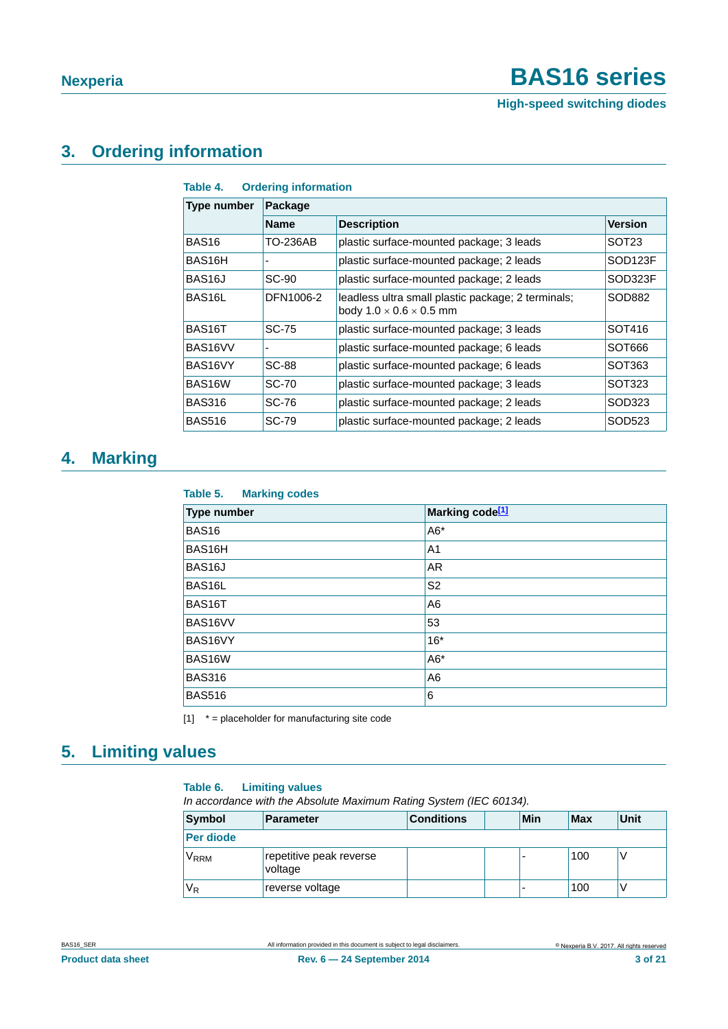## 3. Ordering information

**Table 4. Ordering information**

| Type number | Package | | |
|---|---|---|---|
| | Name | Description | Version |
| BAS16 | TO-236AB | plastic surface-mounted package; 3 leads | SOT23 |
| BAS16H | - | plastic surface-mounted package; 2 leads | SOD123F |
| BAS16J | SC-90 | plastic surface-mounted package; 2 leads | SOD323F |
| BAS16L | DFN1006-2 | leadless ultra small plastic package; 2 terminals; body 1.0 × 0.6 × 0.5 mm | SOD882 |
| BAS16T | SC-75 | plastic surface-mounted package; 3 leads | SOT416 |
| BAS16VV | - | plastic surface-mounted package; 6 leads | SOT666 |
| BAS16VY | SC-88 | plastic surface-mounted package; 6 leads | SOT363 |
| BAS16W | SC-70 | plastic surface-mounted package; 3 leads | SOT323 |
| BAS316 | SC-76 | plastic surface-mounted package; 2 leads | SOD323 |
| BAS516 | SC-79 | plastic surface-mounted package; 2 leads | SOD523 |

## 4. Marking

**Table 5. Marking codes**

| Type number | Marking code[1] |
|---|---|
| BAS16 | A6* |
| BAS16H | A1 |
| BAS16J | AR |
| BAS16L | S2 |
| BAS16T | A6 |
| BAS16VV | 53 |
| BAS16VY | 16* |
| BAS16W | A6* |
| BAS316 | A6 |
| BAS516 | 6 |

[1] * = placeholder for manufacturing site code

## 5. Limiting values

**Table 6. Limiting values**

*In accordance with the Absolute Maximum Rating System (IEC 60134).*

| Symbol | Parameter | Conditions | | Min | Max | Unit |
|---|---|---|---|---|---|---|
| **Per diode** | | | | | | |
| $V_{RRM}$ | repetitive peak reverse voltage | | | - | 100 | V |
| $V_R$ | reverse voltage | | | - | 100 | V |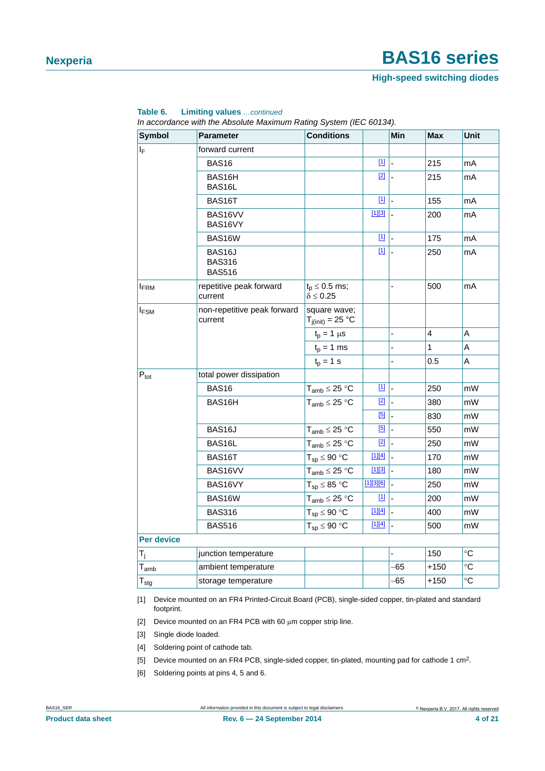**Table 6. Limiting values** *...continued*

*In accordance with the Absolute Maximum Rating System (IEC 60134).*

| Symbol | Parameter | Conditions | | Min | Max | Unit |
|---|---|---|---|---|---|---|
| $I_F$ | forward current | | | | | |
| | BAS16 | | [1] | - | 215 | mA |
| | BAS16H<br>BAS16L | | [2] | - | 215 | mA |
| | BAS16T | | [1] | - | 155 | mA |
| | BAS16VV<br>BAS16VY | | [1][3] | - | 200 | mA |
| | BAS16W | | [1] | - | 175 | mA |
| | BAS16J<br>BAS316<br>BAS516 | | [1] | - | 250 | mA |
| $I_{FRM}$ | repetitive peak forward current | $t_p \leq 0.5$ ms; $\delta \leq 0.25$ | | - | 500 | mA |
| $I_{FSM}$ | non-repetitive peak forward current | square wave; $T_{j(init)} = 25$ °C | | | | |
| | | $t_p = 1$ μs | | - | 4 | A |
| | | $t_p = 1$ ms | | - | 1 | A |
| | | $t_p = 1$ s | | - | 0.5 | A |
| $P_{tot}$ | total power dissipation | | | | | |
| | BAS16 | $T_{amb} \leq 25$ °C | [1] | - | 250 | mW |
| | BAS16H | $T_{amb} \leq 25$ °C | [2] | - | 380 | mW |
| | | | [5] | - | 830 | mW |
| | BAS16J | $T_{amb} \leq 25$ °C | [5] | - | 550 | mW |
| | BAS16L | $T_{amb} \leq 25$ °C | [2] | - | 250 | mW |
| | BAS16T | $T_{sp} \leq 90$ °C | [1][4] | - | 170 | mW |
| | BAS16VV | $T_{amb} \leq 25$ °C | [1][3] | - | 180 | mW |
| | BAS16VY | $T_{sp} \leq 85$ °C | [1][3][6] | - | 250 | mW |
| | BAS16W | $T_{amb} \leq 25$ °C | [1] | - | 200 | mW |
| | BAS316 | $T_{sp} \leq 90$ °C | [1][4] | - | 400 | mW |
| | BAS516 | $T_{sp} \leq 90$ °C | [1][4] | - | 500 | mW |
| **Per device** | | | | | | |
| $T_j$ | junction temperature | | | - | 150 | °C |
| $T_{amb}$ | ambient temperature | | | −65 | +150 | °C |
| $T_{stg}$ | storage temperature | | | −65 | +150 | °C |

[1] Device mounted on an FR4 Printed-Circuit Board (PCB), single-sided copper, tin-plated and standard footprint.

[2] Device mounted on an FR4 PCB with 60 μm copper strip line.

[3] Single diode loaded.

[4] Soldering point of cathode tab.

[5] Device mounted on an FR4 PCB, single-sided copper, tin-plated, mounting pad for cathode 1 $cm^2$.

[6] Soldering points at pins 4, 5 and 6.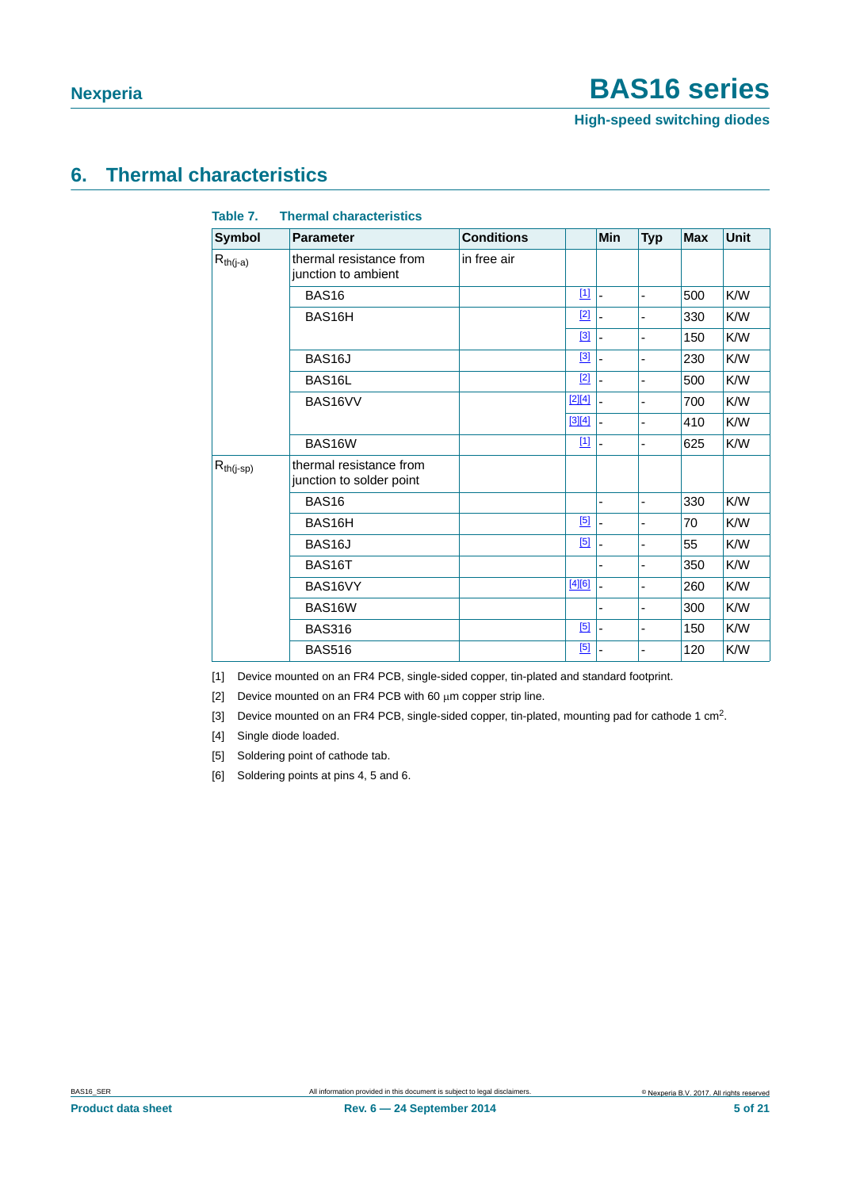## 6. Thermal characteristics

**Table 7. Thermal characteristics**

| Symbol | Parameter | Conditions | | Min | Typ | Max | Unit |
|---|---|---|---|---|---|---|---|
| $R_{th(j-a)}$ | thermal resistance from junction to ambient | in free air | | | | | |
| | BAS16 | | [1] | - | - | 500 | K/W |
| | BAS16H | | [2] | - | - | 330 | K/W |
| | | | [3] | - | - | 150 | K/W |
| | BAS16J | | [3] | - | - | 230 | K/W |
| | BAS16L | | [2] | - | - | 500 | K/W |
| | BAS16VV | | [2][4] | - | - | 700 | K/W |
| | | | [3][4] | - | - | 410 | K/W |
| | BAS16W | | [1] | - | - | 625 | K/W |
| $R_{th(j-sp)}$ | thermal resistance from junction to solder point | | | | | | |
| | BAS16 | | | - | - | 330 | K/W |
| | BAS16H | | [5] | - | - | 70 | K/W |
| | BAS16J | | [5] | - | - | 55 | K/W |
| | BAS16T | | | - | - | 350 | K/W |
| | BAS16VY | | [4][6] | - | - | 260 | K/W |
| | BAS16W | | | - | - | 300 | K/W |
| | BAS316 | | [5] | - | - | 150 | K/W |
| | BAS516 | | [5] | - | - | 120 | K/W |

[1] Device mounted on an FR4 PCB, single-sided copper, tin-plated and standard footprint.

[2] Device mounted on an FR4 PCB with 60 μm copper strip line.

[3] Device mounted on an FR4 PCB, single-sided copper, tin-plated, mounting pad for cathode 1 $cm^2$.

[4] Single diode loaded.

[5] Soldering point of cathode tab.

[6] Soldering points at pins 4, 5 and 6.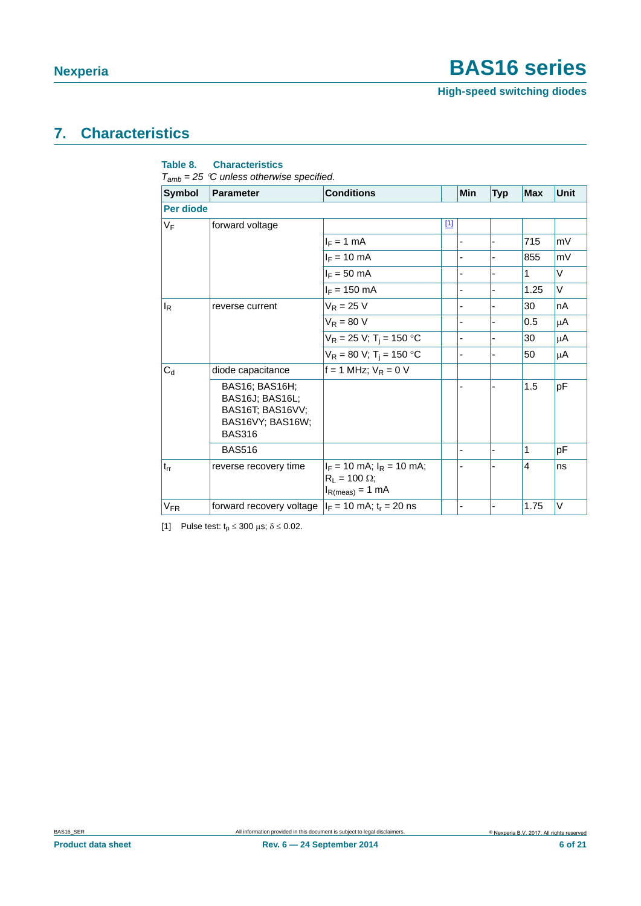## 7. Characteristics

**Table 8. Characteristics**

*$T_{amb}$ = 25 °C unless otherwise specified.*

| Symbol | Parameter | Conditions | | Min | Typ | Max | Unit |
|---|---|---|---|---|---|---|---|
| **Per diode** | | | | | | | |
| $V_F$ | forward voltage | | [1] | | | | |
| | | $I_F$ = 1 mA | | - | - | 715 | mV |
| | | $I_F$ = 10 mA | | - | - | 855 | mV |
| | | $I_F$ = 50 mA | | - | - | 1 | V |
| | | $I_F$ = 150 mA | | - | - | 1.25 | V |
| $I_R$ | reverse current | $V_R$ = 25 V | | - | - | 30 | nA |
| | | $V_R$ = 80 V | | - | - | 0.5 | μA |
| | | $V_R$ = 25 V; $T_j$ = 150 °C | | - | - | 30 | μA |
| | | $V_R$ = 80 V; $T_j$ = 150 °C | | - | - | 50 | μA |
| $C_d$ | diode capacitance | f = 1 MHz; $V_R$ = 0 V | | | | | |
| | BAS16; BAS16H; BAS16J; BAS16L; BAS16T; BAS16VV; BAS16VY; BAS16W; BAS316 | | | - | - | 1.5 | pF |
| | BAS516 | | | - | - | 1 | pF |
| $t_{rr}$ | reverse recovery time | $I_F$ = 10 mA; $I_R$ = 10 mA; $R_L$ = 100 Ω; $I_{R(meas)}$ = 1 mA | | - | - | 4 | ns |
| $V_{FR}$ | forward recovery voltage | $I_F$ = 10 mA; $t_r$ = 20 ns | | - | - | 1.75 | V |

[1] Pulse test: $t_p \leq 300$ μs; $\delta \leq 0.02$.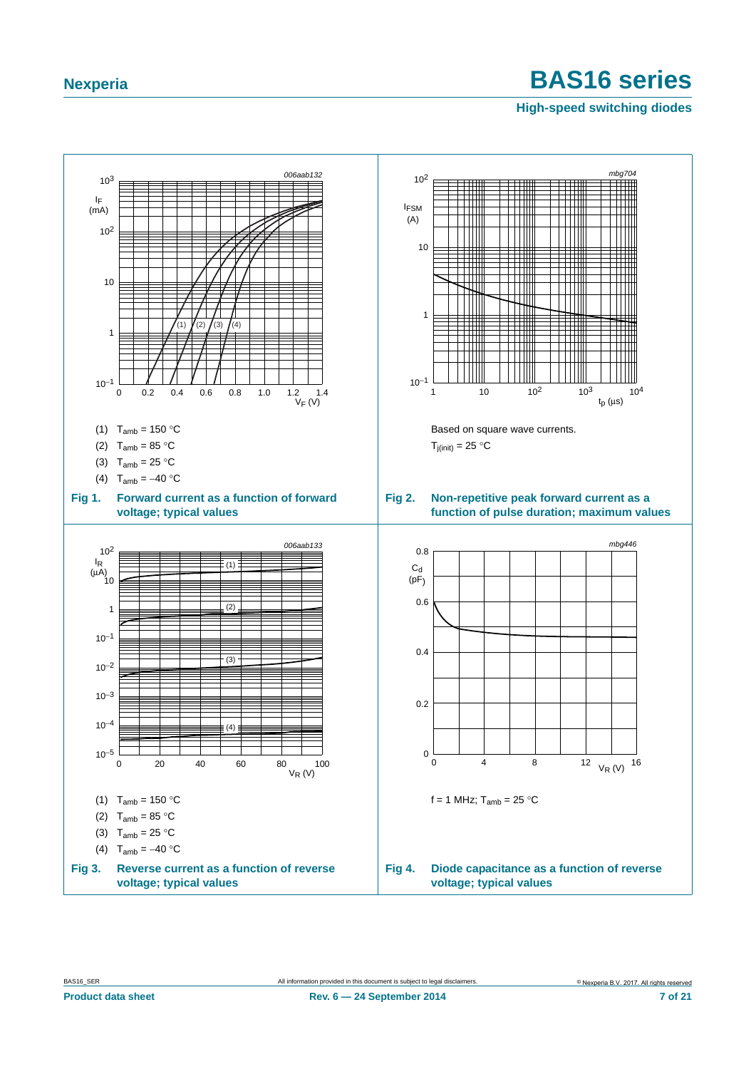(1) $T_{amb}$ = 150 °C

(2) $T_{amb}$ = 85 °C

(3) $T_{amb}$ = 25 °C

(4) $T_{amb}$ = −40 °C

**Fig 1. Forward current as a function of forward voltage; typical values**

Based on square wave currents.

$T_{j(init)}$ = 25 °C

**Fig 2. Non-repetitive peak forward current as a function of pulse duration; maximum values**

(1) $T_{amb}$ = 150 °C

(2) $T_{amb}$ = 85 °C

(3) $T_{amb}$ = 25 °C

(4) $T_{amb}$ = −40 °C

**Fig 3. Reverse current as a function of reverse voltage; typical values**

f = 1 MHz; $T_{amb}$ = 25 °C

**Fig 4. Diode capacitance as a function of reverse voltage; typical values**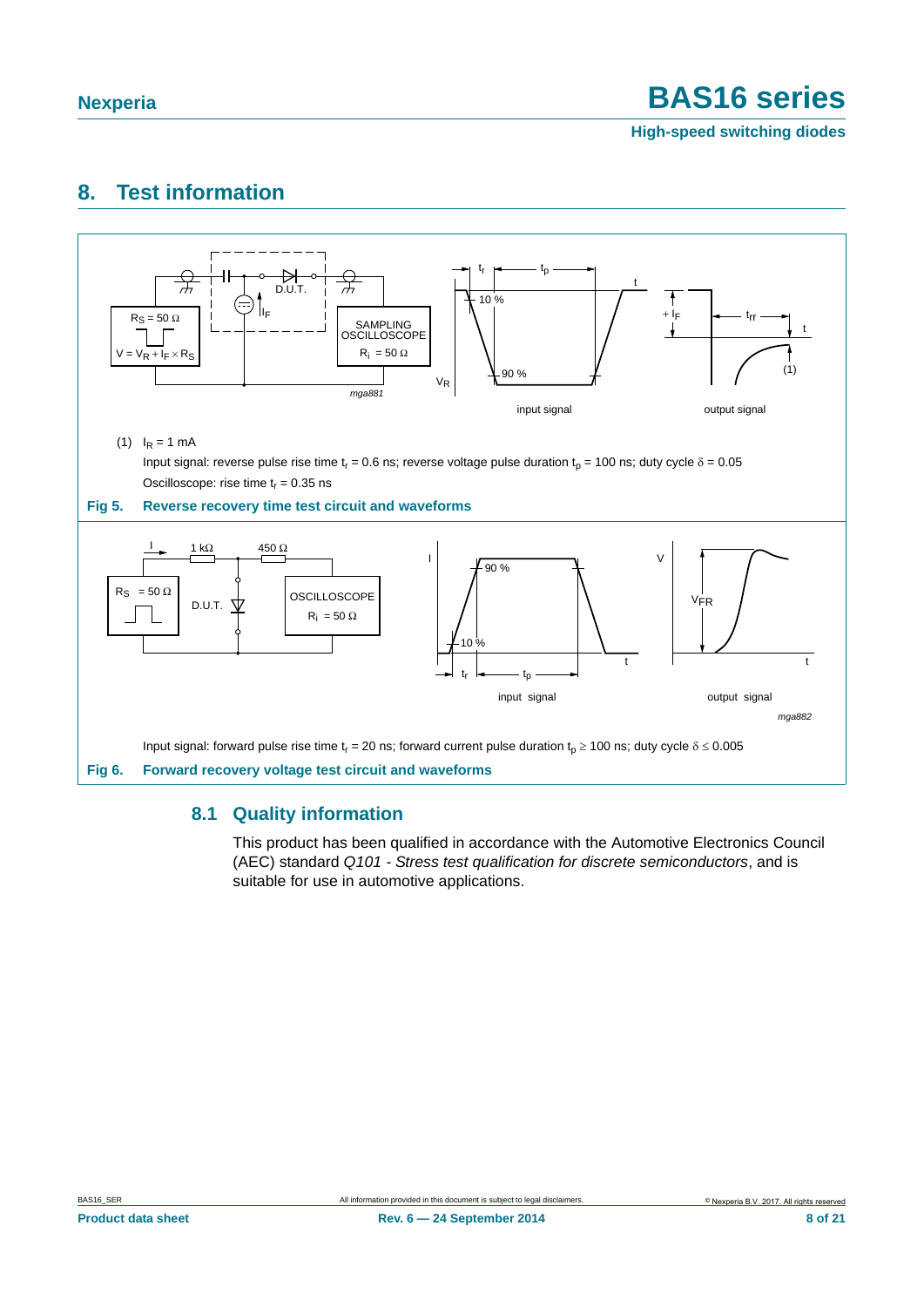# 8. Test information

(1) $I_R = 1$ mA

Input signal: reverse pulse rise time $t_r = 0.6$ ns; reverse voltage pulse duration $t_p = 100$ ns; duty cycle $\delta = 0.05$

Oscilloscope: rise time $t_r = 0.35$ ns

**Fig 5. Reverse recovery time test circuit and waveforms**

Input signal: forward pulse rise time $t_r = 20$ ns; forward current pulse duration $t_p \geq 100$ ns; duty cycle $\delta \leq 0.005$

**Fig 6. Forward recovery voltage test circuit and waveforms**

## 8.1 Quality information

This product has been qualified in accordance with the Automotive Electronics Council (AEC) standard *Q101 - Stress test qualification for discrete semiconductors*, and is suitable for use in automotive applications.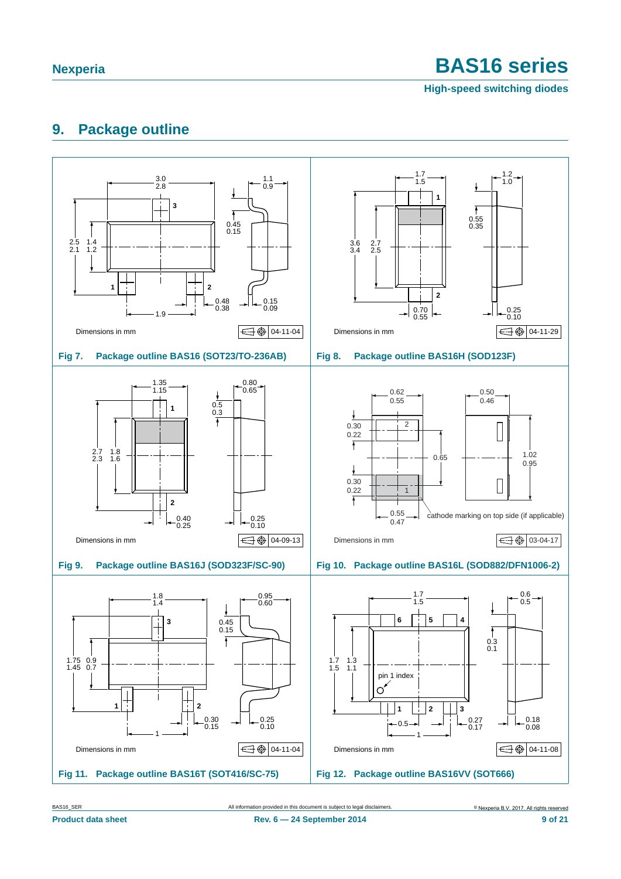## 9. Package outline

Dimensions in mm

04-11-04

**Fig 7. Package outline BAS16 (SOT23/TO-236AB)**

Dimensions in mm

04-11-29

**Fig 8. Package outline BAS16H (SOD123F)**

Dimensions in mm

04-09-13

**Fig 9. Package outline BAS16J (SOD323F/SC-90)**

cathode marking on top side (if applicable)

Dimensions in mm

03-04-17

**Fig 10. Package outline BAS16L (SOD882/DFN1006-2)**

Dimensions in mm

04-11-04

**Fig 11. Package outline BAS16T (SOT416/SC-75)**

pin 1 index

Dimensions in mm

04-11-08

**Fig 12. Package outline BAS16VV (SOT666)**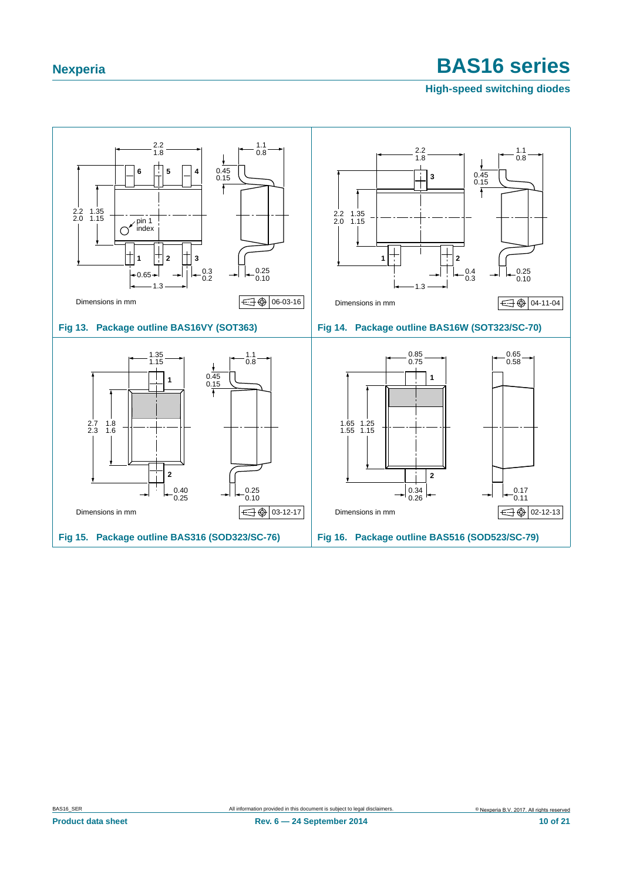Dimensions in mm

**Fig 13. Package outline BAS16VY (SOT363)**

Dimensions in mm

**Fig 14. Package outline BAS16W (SOT323/SC-70)**

Dimensions in mm

**Fig 15. Package outline BAS316 (SOD323/SC-76)**

Dimensions in mm

**Fig 16. Package outline BAS516 (SOD523/SC-79)**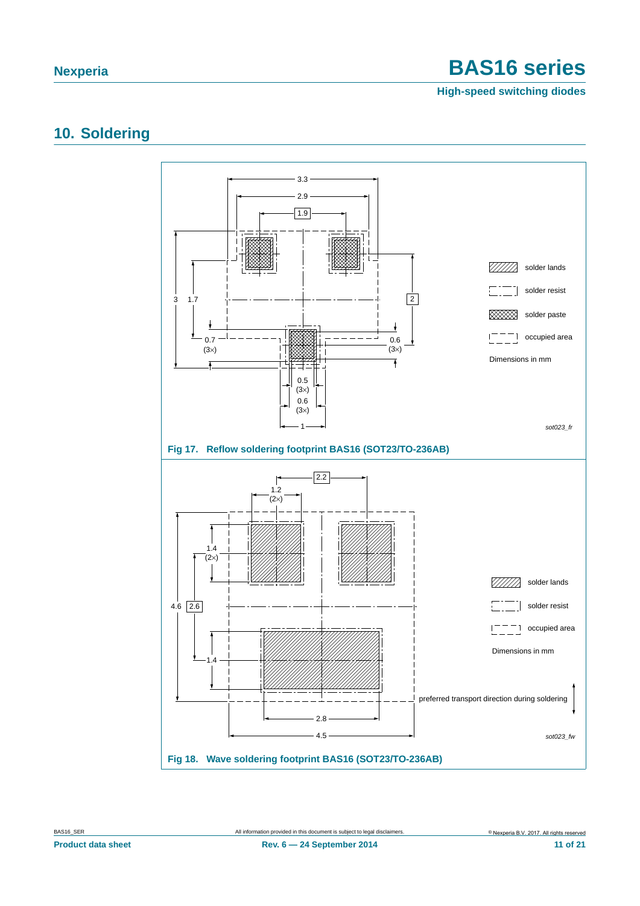## 10. Soldering

Fig 17. Reflow soldering footprint BAS16 (SOT23/TO-236AB)

Fig 18. Wave soldering footprint BAS16 (SOT23/TO-236AB)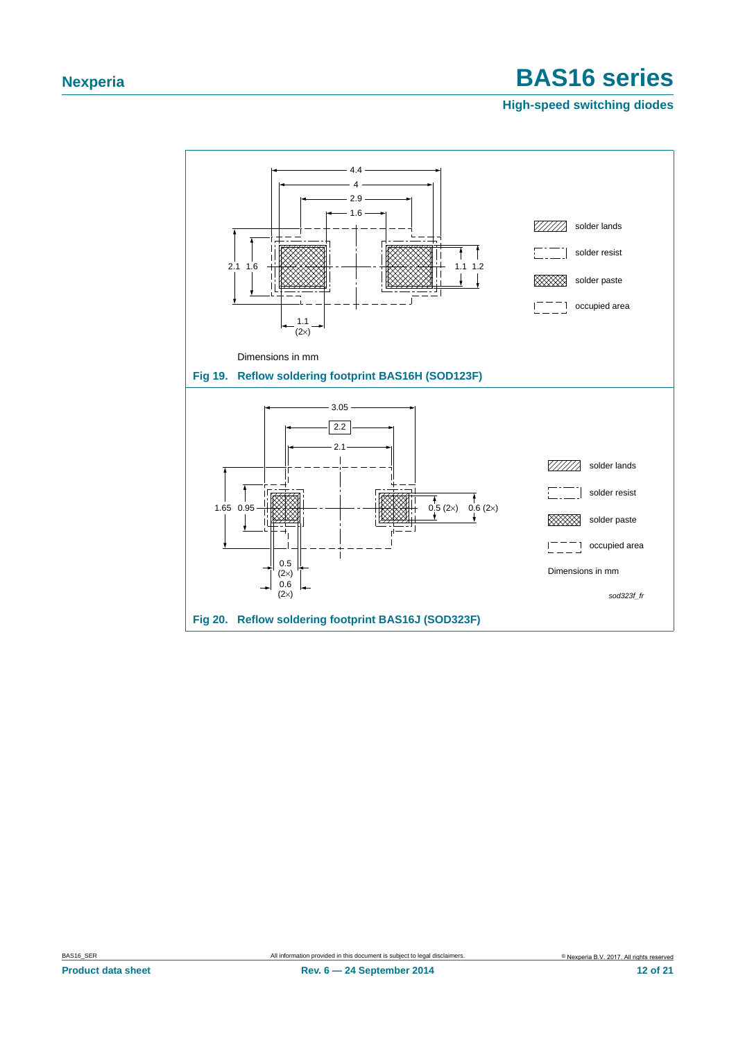Dimensions in mm

**Fig 19. Reflow soldering footprint BAS16H (SOD123F)**

Legend: solder lands; solder resist; solder paste; occupied area

Dimensions in mm

sod323f_fr

**Fig 20. Reflow soldering footprint BAS16J (SOD323F)**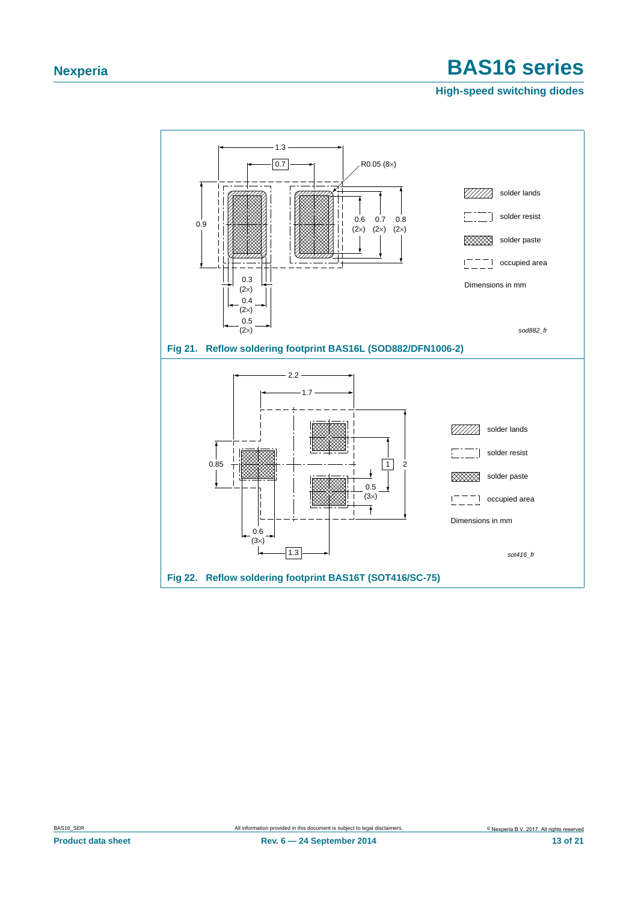Fig 21. Reflow soldering footprint BAS16L (SOD882/DFN1006-2)

Fig 22. Reflow soldering footprint BAS16T (SOT416/SC-75)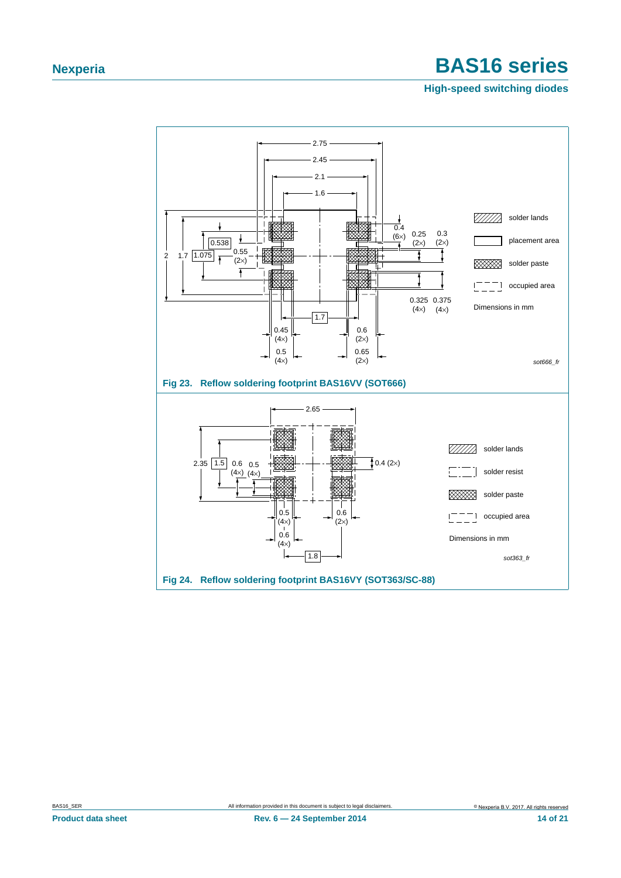2.75

2.45

2.1

1.6

2 1.7 1.075 0.538 0.55 (2×)

0.4 (6×) 0.25 (2×) 0.3 (2×)

0.325 (4×) 0.375 (4×)

1.7

0.45 (4×) 0.5 (4×) 0.6 (2×) 0.65 (2×)

solder lands

placement area

solder paste

occupied area

Dimensions in mm

*sot666_fr*

**Fig 23. Reflow soldering footprint BAS16VV (SOT666)**

2.65

2.35 1.5 0.6 (4×) 0.5 (4×)

0.4 (2×)

0.5 (4×) 0.6 (4×) 0.6 (2×)

1.8

solder lands

solder resist

solder paste

occupied area

Dimensions in mm

*sot363_fr*

**Fig 24. Reflow soldering footprint BAS16VY (SOT363/SC-88)**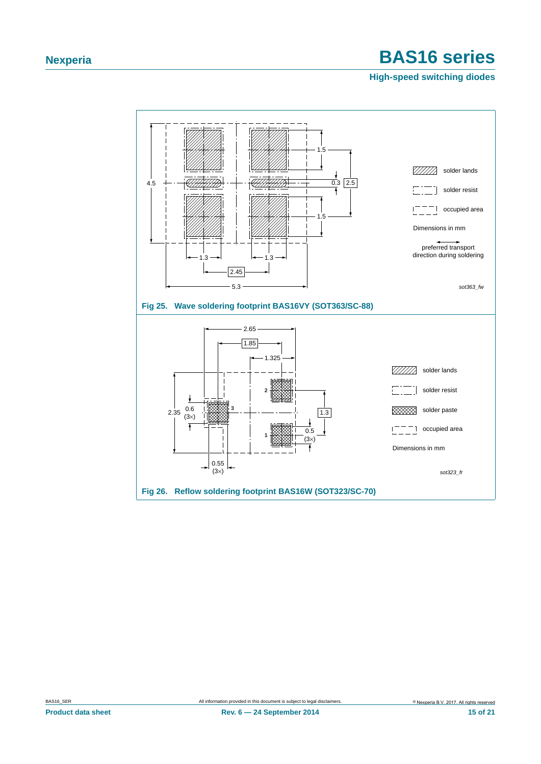**Fig 25. Wave soldering footprint BAS16VY (SOT363/SC-88)**

**Fig 26. Reflow soldering footprint BAS16W (SOT323/SC-70)**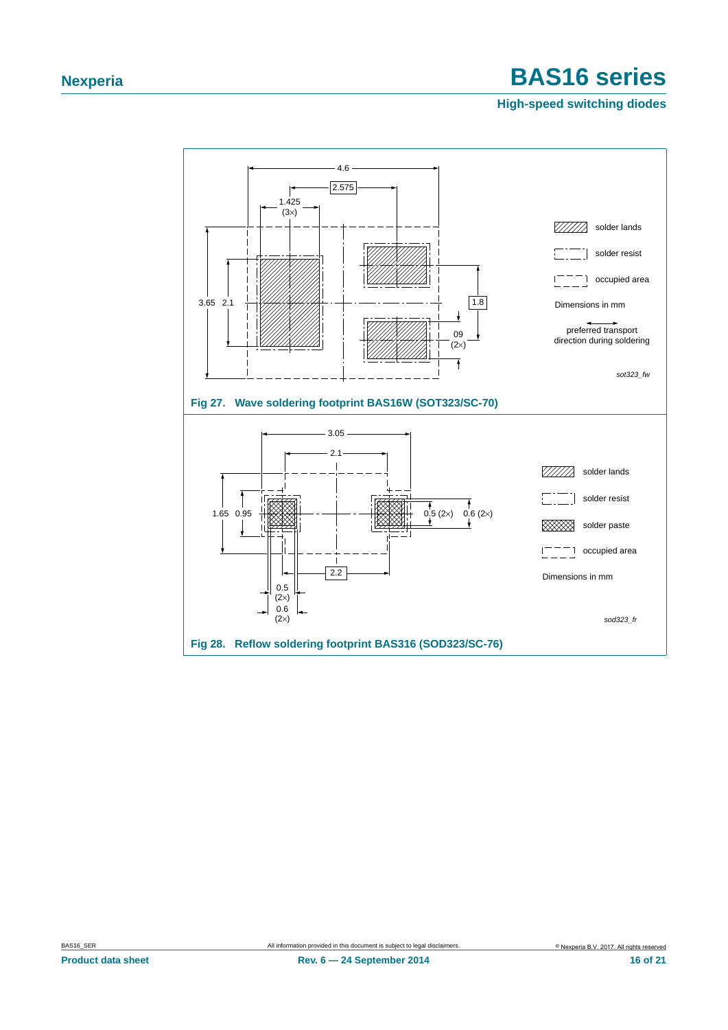Fig 27. Wave soldering footprint BAS16W (SOT323/SC-70)

Fig 28. Reflow soldering footprint BAS316 (SOD323/SC-76)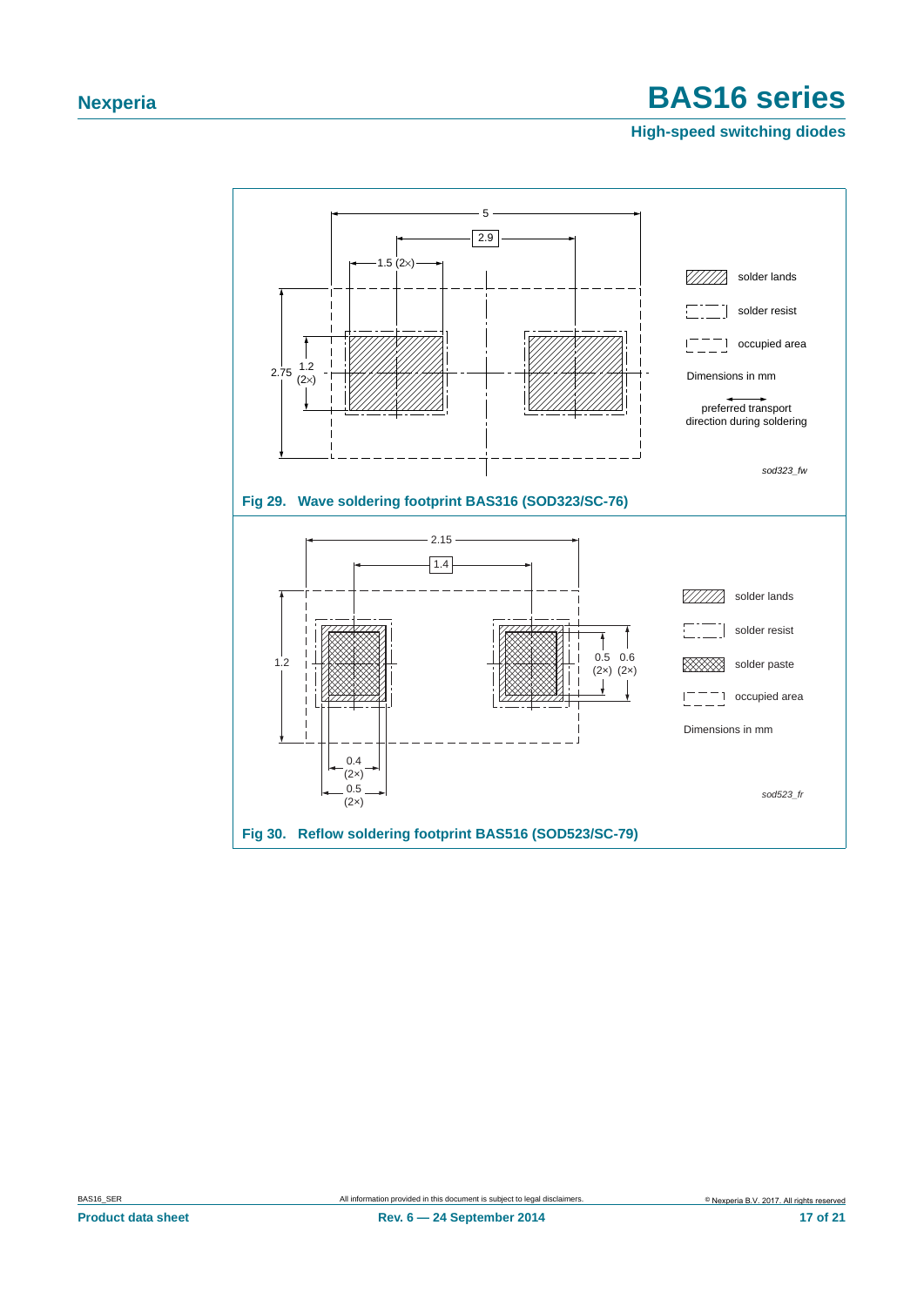**Fig 29. Wave soldering footprint BAS316 (SOD323/SC-76)**

**Fig 30. Reflow soldering footprint BAS516 (SOD523/SC-79)**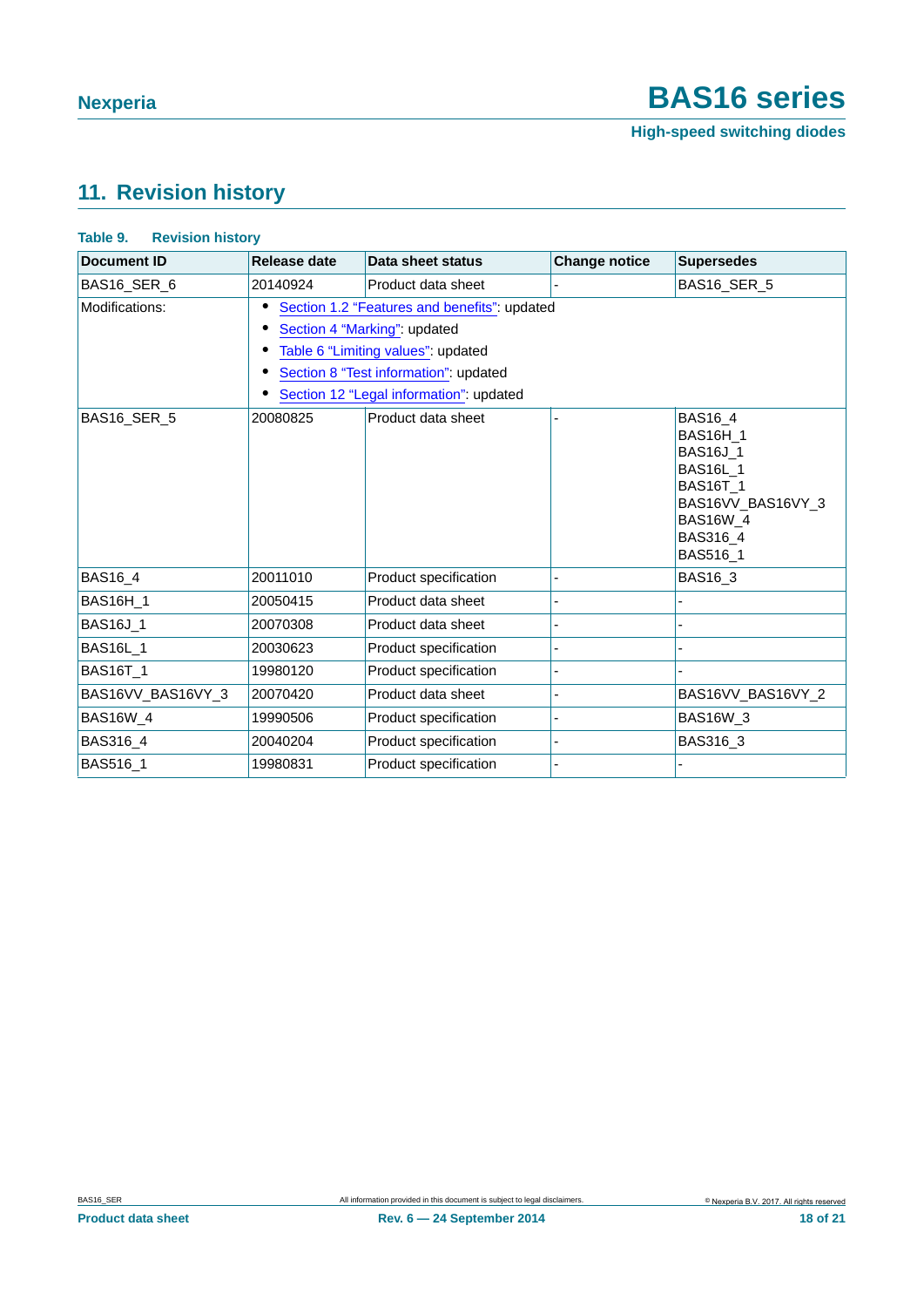## 11. Revision history

**Table 9. Revision history**

| Document ID | Release date | Data sheet status | Change notice | Supersedes |
|---|---|---|---|---|
| BAS16_SER_6 | 20140924 | Product data sheet | - | BAS16_SER_5 |
| Modifications: | • Section 1.2 "Features and benefits": updated<br>• Section 4 "Marking": updated<br>• Table 6 "Limiting values": updated<br>• Section 8 "Test information": updated<br>• Section 12 "Legal information": updated | | | |
| BAS16_SER_5 | 20080825 | Product data sheet | - | BAS16_4<br>BAS16H_1<br>BAS16J_1<br>BAS16L_1<br>BAS16T_1<br>BAS16VV_BAS16VY_3<br>BAS16W_4<br>BAS316_4<br>BAS516_1 |
| BAS16_4 | 20011010 | Product specification | - | BAS16_3 |
| BAS16H_1 | 20050415 | Product data sheet | - | - |
| BAS16J_1 | 20070308 | Product data sheet | - | - |
| BAS16L_1 | 20030623 | Product specification | - | - |
| BAS16T_1 | 19980120 | Product specification | - | - |
| BAS16VV_BAS16VY_3 | 20070420 | Product data sheet | - | BAS16VV_BAS16VY_2 |
| BAS16W_4 | 19990506 | Product specification | - | BAS16W_3 |
| BAS316_4 | 20040204 | Product specification | - | BAS316_3 |
| BAS516_1 | 19980831 | Product specification | - | - |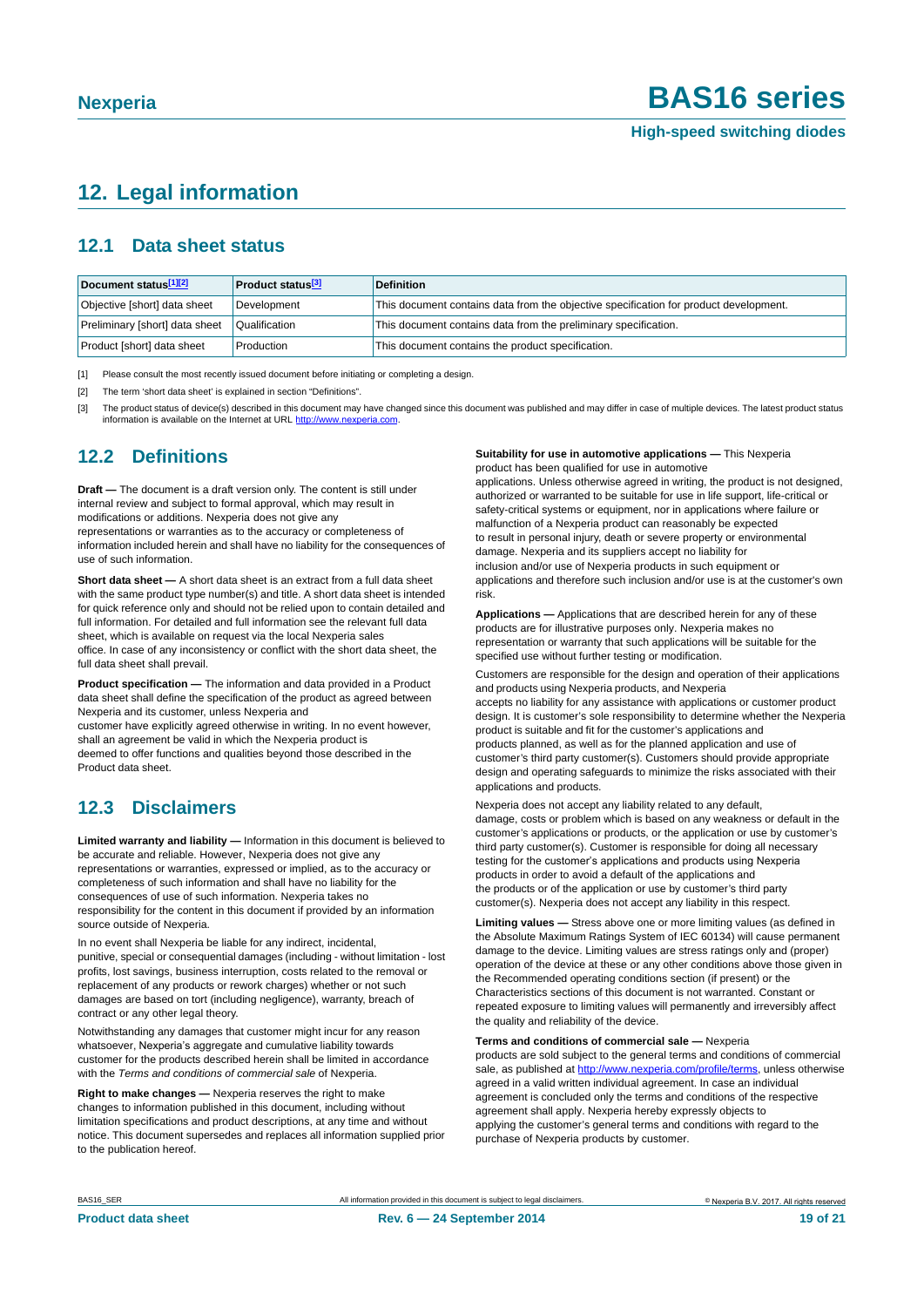## 12. Legal information

### 12.1 Data sheet status

| Document status[1][2] | Product status[3] | Definition |
|---|---|---|
| Objective [short] data sheet | Development | This document contains data from the objective specification for product development. |
| Preliminary [short] data sheet | Qualification | This document contains data from the preliminary specification. |
| Product [short] data sheet | Production | This document contains the product specification. |

[1] Please consult the most recently issued document before initiating or completing a design.

[2] The term 'short data sheet' is explained in section "Definitions".

[3] The product status of device(s) described in this document may have changed since this document was published and may differ in case of multiple devices. The latest product status information is available on the Internet at URL http://www.nexperia.com.

### 12.2 Definitions

**Draft —** The document is a draft version only. The content is still under internal review and subject to formal approval, which may result in modifications or additions. Nexperia does not give any representations or warranties as to the accuracy or completeness of information included herein and shall have no liability for the consequences of use of such information.

**Short data sheet —** A short data sheet is an extract from a full data sheet with the same product type number(s) and title. A short data sheet is intended for quick reference only and should not be relied upon to contain detailed and full information. For detailed and full information see the relevant full data sheet, which is available on request via the local Nexperia sales office. In case of any inconsistency or conflict with the short data sheet, the full data sheet shall prevail.

**Product specification —** The information and data provided in a Product data sheet shall define the specification of the product as agreed between Nexperia and its customer, unless Nexperia and customer have explicitly agreed otherwise in writing. In no event however, shall an agreement be valid in which the Nexperia product is deemed to offer functions and qualities beyond those described in the Product data sheet.

### 12.3 Disclaimers

**Limited warranty and liability —** Information in this document is believed to be accurate and reliable. However, Nexperia does not give any representations or warranties, expressed or implied, as to the accuracy or completeness of such information and shall have no liability for the consequences of use of such information. Nexperia takes no responsibility for the content in this document if provided by an information source outside of Nexperia.

In no event shall Nexperia be liable for any indirect, incidental, punitive, special or consequential damages (including - without limitation - lost profits, lost savings, business interruption, costs related to the removal or replacement of any products or rework charges) whether or not such damages are based on tort (including negligence), warranty, breach of contract or any other legal theory.

Notwithstanding any damages that customer might incur for any reason whatsoever, Nexperia's aggregate and cumulative liability towards customer for the products described herein shall be limited in accordance with the *Terms and conditions of commercial sale* of Nexperia.

**Right to make changes —** Nexperia reserves the right to make changes to information published in this document, including without limitation specifications and product descriptions, at any time and without notice. This document supersedes and replaces all information supplied prior to the publication hereof.

**Suitability for use in automotive applications —** This Nexperia product has been qualified for use in automotive applications. Unless otherwise agreed in writing, the product is not designed, authorized or warranted to be suitable for use in life support, life-critical or safety-critical systems or equipment, nor in applications where failure or malfunction of a Nexperia product can reasonably be expected to result in personal injury, death or severe property or environmental damage. Nexperia and its suppliers accept no liability for inclusion and/or use of Nexperia products in such equipment or applications and therefore such inclusion and/or use is at the customer's own risk.

**Applications —** Applications that are described herein for any of these products are for illustrative purposes only. Nexperia makes no representation or warranty that such applications will be suitable for the specified use without further testing or modification.

Customers are responsible for the design and operation of their applications and products using Nexperia products, and Nexperia accepts no liability for any assistance with applications or customer product design. It is customer's sole responsibility to determine whether the Nexperia product is suitable and fit for the customer's applications and products planned, as well as for the planned application and use of customer's third party customer(s). Customers should provide appropriate design and operating safeguards to minimize the risks associated with their applications and products.

Nexperia does not accept any liability related to any default, damage, costs or problem which is based on any weakness or default in the customer's applications or products, or the application or use by customer's third party customer(s). Customer is responsible for doing all necessary testing for the customer's applications and products using Nexperia products in order to avoid a default of the applications and the products or of the application or use by customer's third party customer(s). Nexperia does not accept any liability in this respect.

**Limiting values —** Stress above one or more limiting values (as defined in the Absolute Maximum Ratings System of IEC 60134) will cause permanent damage to the device. Limiting values are stress ratings only and (proper) operation of the device at these or any other conditions above those given in the Recommended operating conditions section (if present) or the Characteristics sections of this document is not warranted. Constant or repeated exposure to limiting values will permanently and irreversibly affect the quality and reliability of the device.

**Terms and conditions of commercial sale —** Nexperia products are sold subject to the general terms and conditions of commercial sale, as published at http://www.nexperia.com/profile/terms, unless otherwise agreed in a valid written individual agreement. In case an individual agreement is concluded only the terms and conditions of the respective agreement shall apply. Nexperia hereby expressly objects to applying the customer's general terms and conditions with regard to the purchase of Nexperia products by customer.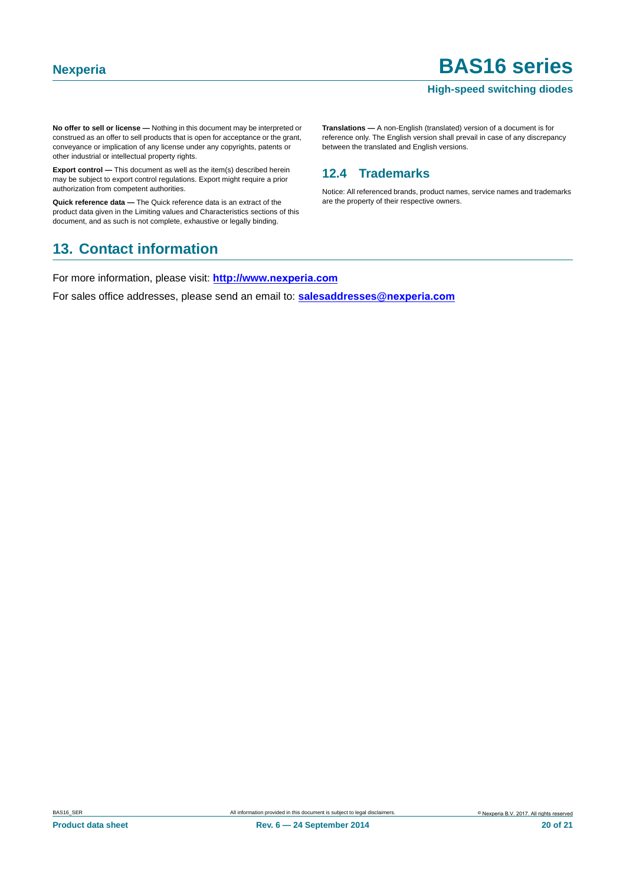**No offer to sell or license —** Nothing in this document may be interpreted or construed as an offer to sell products that is open for acceptance or the grant, conveyance or implication of any license under any copyrights, patents or other industrial or intellectual property rights.

**Export control —** This document as well as the item(s) described herein may be subject to export control regulations. Export might require a prior authorization from competent authorities.

**Quick reference data —** The Quick reference data is an extract of the product data given in the Limiting values and Characteristics sections of this document, and as such is not complete, exhaustive or legally binding.

**Translations —** A non-English (translated) version of a document is for reference only. The English version shall prevail in case of any discrepancy between the translated and English versions.

### 12.4 Trademarks

Notice: All referenced brands, product names, service names and trademarks are the property of their respective owners.

## 13. Contact information

For more information, please visit: **http://www.nexperia.com**

For sales office addresses, please send an email to: **salesaddresses@nexperia.com**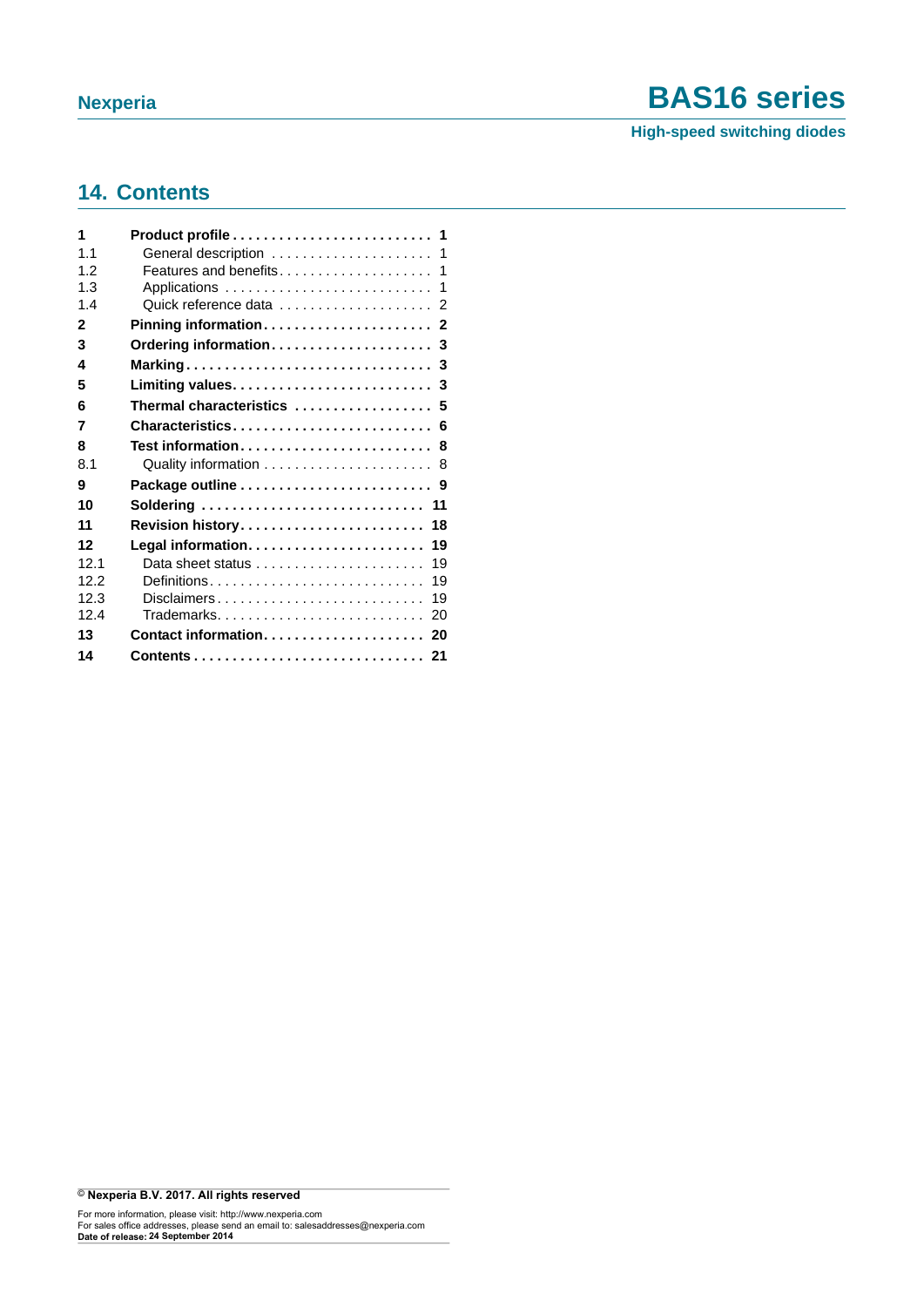## 14. Contents

| | | |
|---|---|---|
| **1** | **Product profile** | **1** |
| 1.1 | General description | 1 |
| 1.2 | Features and benefits | 1 |
| 1.3 | Applications | 1 |
| 1.4 | Quick reference data | 2 |
| **2** | **Pinning information** | **2** |
| **3** | **Ordering information** | **3** |
| **4** | **Marking** | **3** |
| **5** | **Limiting values** | **3** |
| **6** | **Thermal characteristics** | **5** |
| **7** | **Characteristics** | **6** |
| **8** | **Test information** | **8** |
| 8.1 | Quality information | 8 |
| **9** | **Package outline** | **9** |
| **10** | **Soldering** | **11** |
| **11** | **Revision history** | **18** |
| **12** | **Legal information** | **19** |
| 12.1 | Data sheet status | 19 |
| 12.2 | Definitions | 19 |
| 12.3 | Disclaimers | 19 |
| 12.4 | Trademarks | 20 |
| **13** | **Contact information** | **20** |
| **14** | **Contents** | **21** |

© **Nexperia B.V. 2017. All rights reserved**

For more information, please visit: http://www.nexperia.com
For sales office addresses, please send an email to: salesaddresses@nexperia.com
**Date of release: 24 September 2014**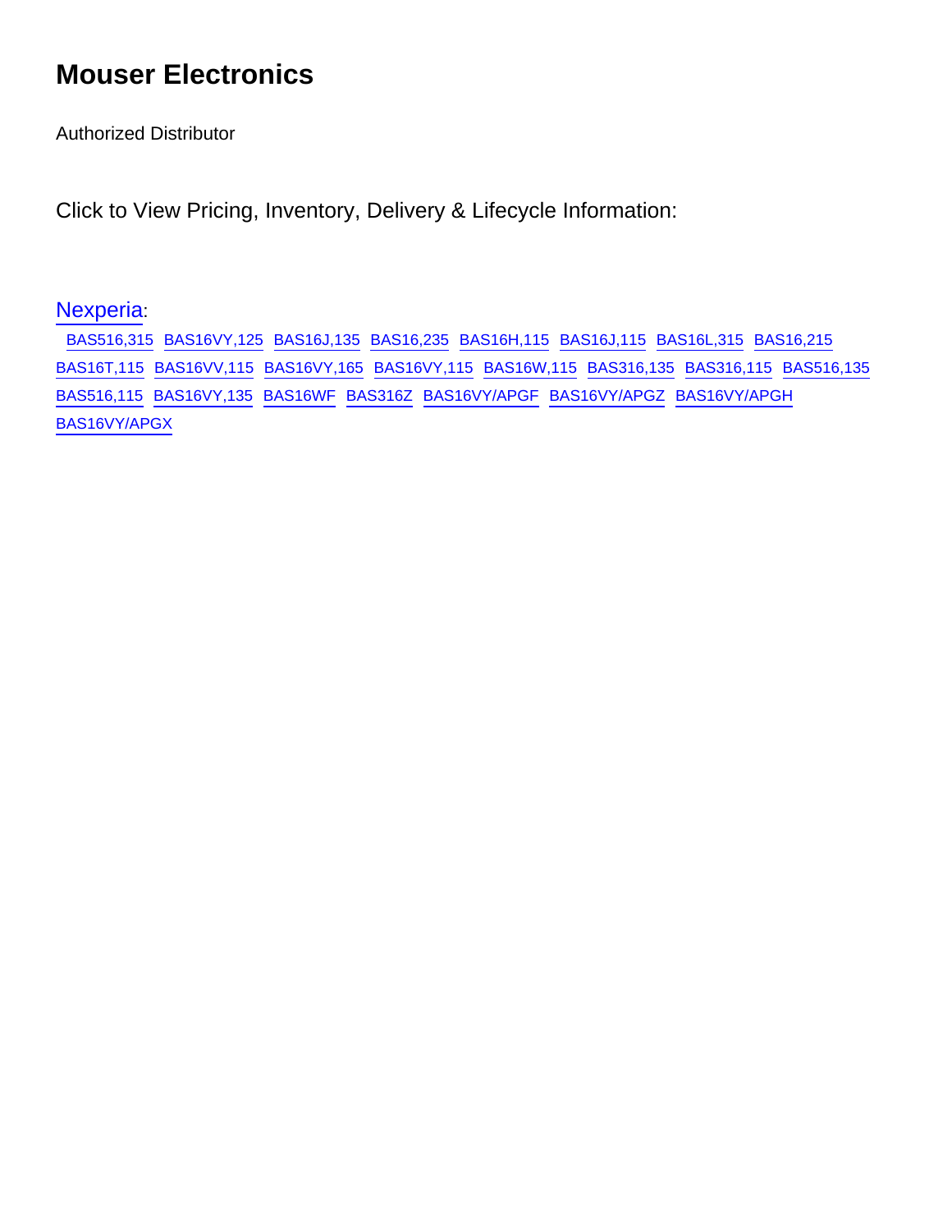# Mouser Electronics

Authorized Distributor

Click to View Pricing, Inventory, Delivery & Lifecycle Information:

Nexperia:

BAS516,315 BAS16VY,125 BAS16J,135 BAS16,235 BAS16H,115 BAS16J,115 BAS16L,315 BAS16,215 BAS16T,115 BAS16VV,115 BAS16VY,165 BAS16VY,115 BAS16W,115 BAS316,135 BAS316,115 BAS516,135 BAS516,115 BAS16VY,135 BAS16WF BAS316Z BAS16VY/APGF BAS16VY/APGZ BAS16VY/APGH BAS16VY/APGX